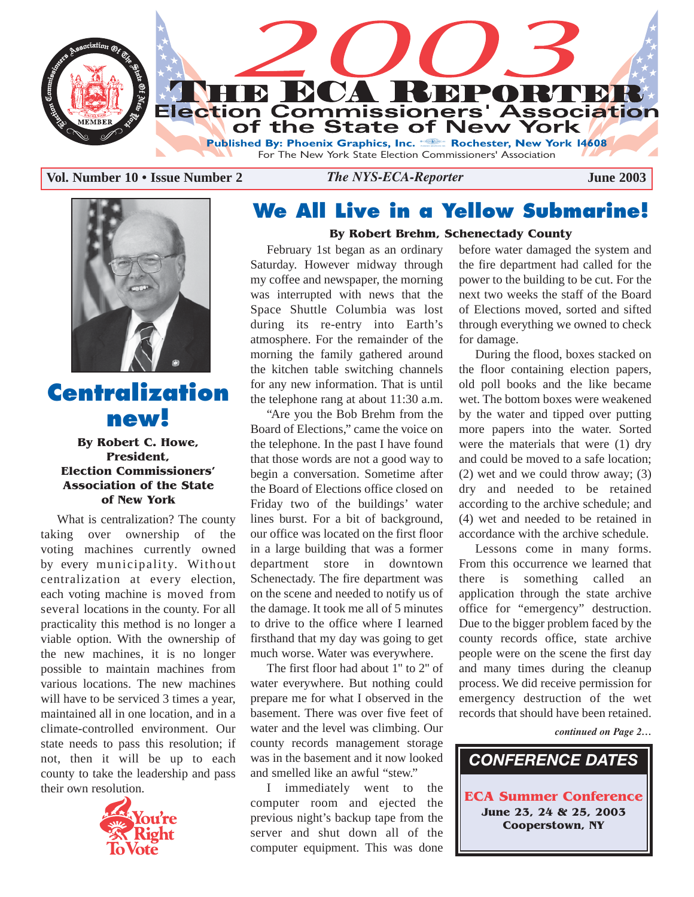# 2003 THE ECA REPORTER

## Election Commissioners' Association of the State of New York

**Published By: Phoenix Graphics, Inc. Rochester, New York 14608**

For The New York State Election Commissioners' Association

**Vol. Number 10 • Issue Number 2** *The NYS-ECA-Reporter* **June 2003**

## Centralization new!

**By Robert C. Howe, President, Election Commissioners' Association of the State of New York**

What is centralization? The county taking over ownership of the voting machines currently owned by every municipality. Without centralization at every election, each voting machine is moved from several locations in the county. For all practicality this method is no longer a viable option. With the ownership of the new machines, it is no longer possible to maintain machines from various locations. The new machines will have to be serviced 3 times a year, maintained all in one location, and in a climate-controlled environment. Our state needs to pass this resolution; if not, then it will be up to each county to take the leadership and pass their own resolution.

You're Right To Vote

## We All Live in a Yellow Submarine!

**By Robert Brehm, Schenectady County**

February 1st began as an ordinary Saturday. However midway through my coffee and newspaper, the morning was interrupted with news that the Space Shuttle Columbia was lost during its re-entry into Earth's atmosphere. For the remainder of the morning the family gathered around the kitchen table switching channels for any new information. That is until the telephone rang at about 11:30 a.m.

"Are you the Bob Brehm from the Board of Elections," came the voice on the telephone. In the past I have found that those words are not a good way to begin a conversation. Sometime after the Board of Elections office closed on Friday two of the buildings' water lines burst. For a bit of background, our office was located on the first floor in a large building that was a former department store in downtown Schenectady. The fire department was on the scene and needed to notify us of the damage. It took me all of 5 minutes to drive to the office where I learned firsthand that my day was going to get much worse. Water was everywhere.

The first floor had about 1" to 2" of water everywhere. But nothing could prepare me for what I observed in the basement. There was over five feet of water and the level was climbing. Our county records management storage was in the basement and it now looked and smelled like an awful "stew."

I immediately went to the computer room and ejected the previous night's backup tape from the server and shut down all of the computer equipment. This was done before water damaged the system and the fire department had called for the power to the building to be cut. For the next two weeks the staff of the Board of Elections moved, sorted and sifted through everything we owned to check for damage.

During the flood, boxes stacked on the floor containing election papers, old poll books and the like became wet. The bottom boxes were weakened by the water and tipped over putting more papers into the water. Sorted were the materials that were (1) dry and could be moved to a safe location; (2) wet and we could throw away; (3) dry and needed to be retained according to the archive schedule; and (4) wet and needed to be retained in accordance with the archive schedule.

Lessons come in many forms. From this occurrence we learned that there is something called an application through the state archive office for "emergency" destruction. Due to the bigger problem faced by the county records office, state archive people were on the scene the first day and many times during the cleanup process. We did receive permission for emergency destruction of the wet records that should have been retained.

*continued on Page 2…*

### CONFERENCE DATES

**ECA Summer Conference**
**June 23, 24 & 25, 2003**
**Cooperstown, NY**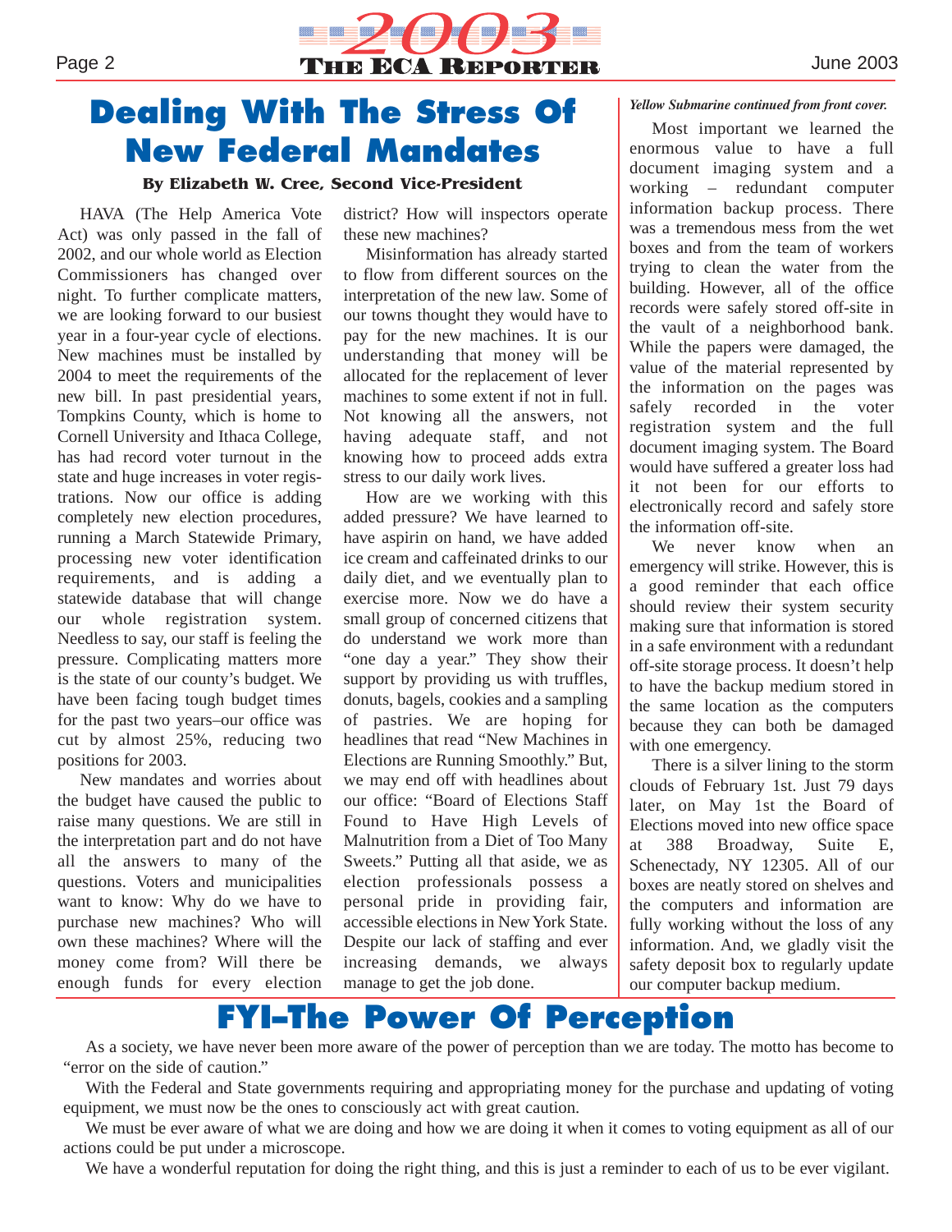# Dealing With The Stress Of New Federal Mandates

**By Elizabeth W. Cree, Second Vice-President**

HAVA (The Help America Vote Act) was only passed in the fall of 2002, and our whole world as Election Commissioners has changed over night. To further complicate matters, we are looking forward to our busiest year in a four-year cycle of elections. New machines must be installed by 2004 to meet the requirements of the new bill. In past presidential years, Tompkins County, which is home to Cornell University and Ithaca College, has had record voter turnout in the state and huge increases in voter registrations. Now our office is adding completely new election procedures, running a March Statewide Primary, processing new voter identification requirements, and is adding a statewide database that will change our whole registration system. Needless to say, our staff is feeling the pressure. Complicating matters more is the state of our county's budget. We have been facing tough budget times for the past two years–our office was cut by almost 25%, reducing two positions for 2003.

New mandates and worries about the budget have caused the public to raise many questions. We are still in the interpretation part and do not have all the answers to many of the questions. Voters and municipalities want to know: Why do we have to purchase new machines? Who will own these machines? Where will the money come from? Will there be enough funds for every election district? How will inspectors operate these new machines?

Misinformation has already started to flow from different sources on the interpretation of the new law. Some of our towns thought they would have to pay for the new machines. It is our understanding that money will be allocated for the replacement of lever machines to some extent if not in full. Not knowing all the answers, not having adequate staff, and not knowing how to proceed adds extra stress to our daily work lives.

How are we working with this added pressure? We have learned to have aspirin on hand, we have added ice cream and caffeinated drinks to our daily diet, and we eventually plan to exercise more. Now we do have a small group of concerned citizens that do understand we work more than "one day a year." They show their support by providing us with truffles, donuts, bagels, cookies and a sampling of pastries. We are hoping for headlines that read "New Machines in Elections are Running Smoothly." But, we may end off with headlines about our office: "Board of Elections Staff Found to Have High Levels of Malnutrition from a Diet of Too Many Sweets." Putting all that aside, we as election professionals possess a personal pride in providing fair, accessible elections in New York State. Despite our lack of staffing and ever increasing demands, we always manage to get the job done.

*Yellow Submarine continued from front cover.*

Most important we learned the enormous value to have a full document imaging system and a working – redundant computer information backup process. There was a tremendous mess from the wet boxes and from the team of workers trying to clean the water from the building. However, all of the office records were safely stored off-site in the vault of a neighborhood bank. While the papers were damaged, the value of the material represented by the information on the pages was safely recorded in the voter registration system and the full document imaging system. The Board would have suffered a greater loss had it not been for our efforts to electronically record and safely store the information off-site.

We never know when an emergency will strike. However, this is a good reminder that each office should review their system security making sure that information is stored in a safe environment with a redundant off-site storage process. It doesn't help to have the backup medium stored in the same location as the computers because they can both be damaged with one emergency.

There is a silver lining to the storm clouds of February 1st. Just 79 days later, on May 1st the Board of Elections moved into new office space at 388 Broadway, Suite E, Schenectady, NY 12305. All of our boxes are neatly stored on shelves and the computers and information are fully working without the loss of any information. And, we gladly visit the safety deposit box to regularly update our computer backup medium.

# FYI–The Power Of Perception

As a society, we have never been more aware of the power of perception than we are today. The motto has become to "error on the side of caution."

With the Federal and State governments requiring and appropriating money for the purchase and updating of voting equipment, we must now be the ones to consciously act with great caution.

We must be ever aware of what we are doing and how we are doing it when it comes to voting equipment as all of our actions could be put under a microscope.

We have a wonderful reputation for doing the right thing, and this is just a reminder to each of us to be ever vigilant.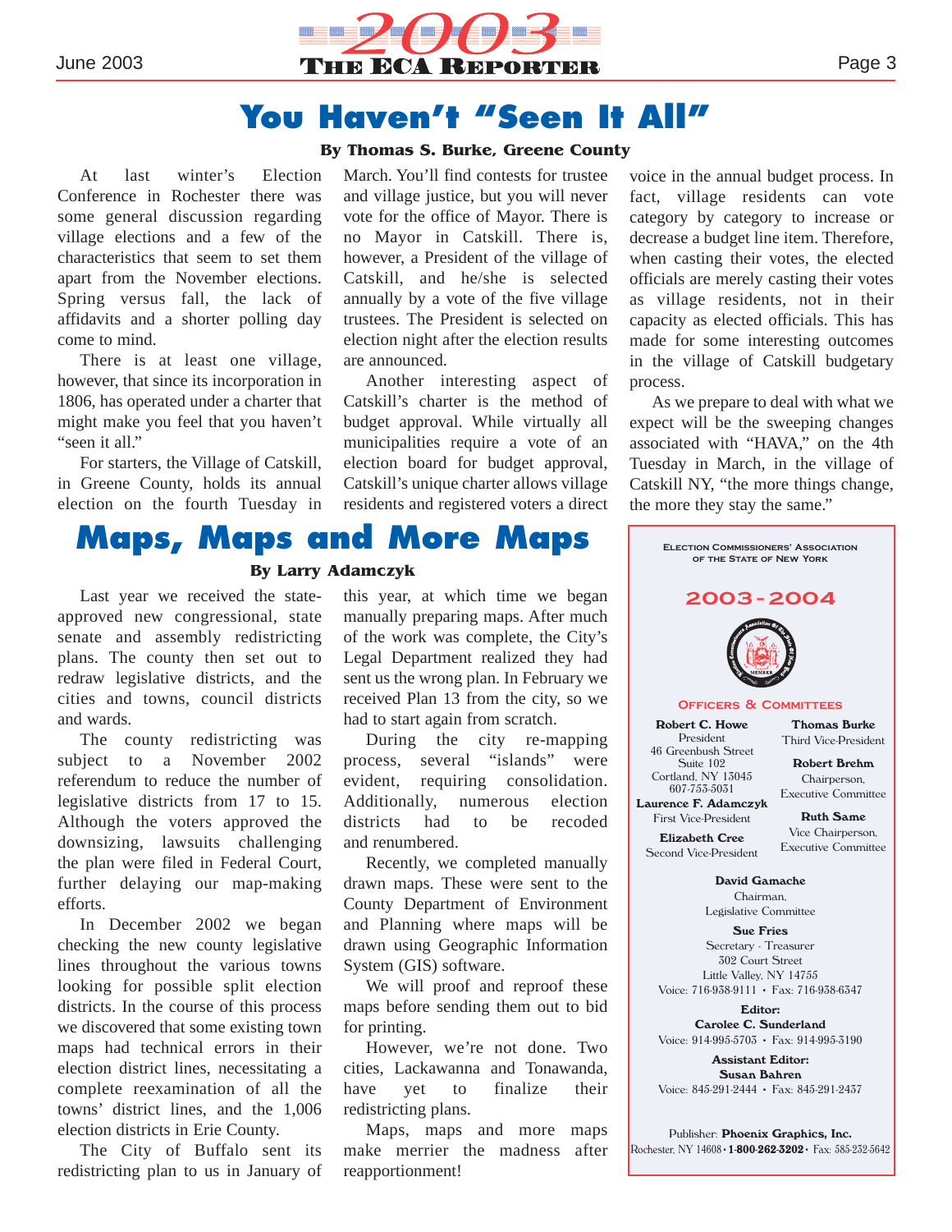# You Haven't "Seen It All"

**By Thomas S. Burke, Greene County**

At last winter's Election Conference in Rochester there was some general discussion regarding village elections and a few of the characteristics that seem to set them apart from the November elections. Spring versus fall, the lack of affidavits and a shorter polling day come to mind.

There is at least one village, however, that since its incorporation in 1806, has operated under a charter that might make you feel that you haven't "seen it all."

For starters, the Village of Catskill, in Greene County, holds its annual election on the fourth Tuesday in March. You'll find contests for trustee and village justice, but you will never vote for the office of Mayor. There is no Mayor in Catskill. There is, however, a President of the village of Catskill, and he/she is selected annually by a vote of the five village trustees. The President is selected on election night after the election results are announced.

Another interesting aspect of Catskill's charter is the method of budget approval. While virtually all municipalities require a vote of an election board for budget approval, Catskill's unique charter allows village residents and registered voters a direct voice in the annual budget process. In fact, village residents can vote category by category to increase or decrease a budget line item. Therefore, when casting their votes, the elected officials are merely casting their votes as village residents, not in their capacity as elected officials. This has made for some interesting outcomes in the village of Catskill budgetary process.

As we prepare to deal with what we expect will be the sweeping changes associated with "HAVA," on the 4th Tuesday in March, in the village of Catskill NY, "the more things change, the more they stay the same."

# Maps, Maps and More Maps

**By Larry Adamczyk**

Last year we received the state-approved new congressional, state senate and assembly redistricting plans. The county then set out to redraw legislative districts, and the cities and towns, council districts and wards.

The county redistricting was subject to a November 2002 referendum to reduce the number of legislative districts from 17 to 15. Although the voters approved the downsizing, lawsuits challenging the plan were filed in Federal Court, further delaying our map-making efforts.

In December 2002 we began checking the new county legislative lines throughout the various towns looking for possible split election districts. In the course of this process we discovered that some existing town maps had technical errors in their election district lines, necessitating a complete reexamination of all the towns' district lines, and the 1,006 election districts in Erie County.

The City of Buffalo sent its redistricting plan to us in January of this year, at which time we began manually preparing maps. After much of the work was complete, the City's Legal Department realized they had sent us the wrong plan. In February we received Plan 13 from the city, so we had to start again from scratch.

During the city re-mapping process, several "islands" were evident, requiring consolidation. Additionally, numerous election districts had to be recoded and renumbered.

Recently, we completed manually drawn maps. These were sent to the County Department of Environment and Planning where maps will be drawn using Geographic Information System (GIS) software.

We will proof and reproof these maps before sending them out to bid for printing.

However, we're not done. Two cities, Lackawanna and Tonawanda, have yet to finalize their redistricting plans.

Maps, maps and more maps make merrier the madness after reapportionment!

---

**Election Commissioners' Association of the State of New York**

**2003-2004**

**Officers & Committees**

**Robert C. Howe**
President
46 Greenbush Street
Suite 102
Cortland, NY 13045
607-753-5031

**Laurence F. Adamczyk**
First Vice-President

**Elizabeth Cree**
Second Vice-President

**Thomas Burke**
Third Vice-President

**Robert Brehm**
Chairperson,
Executive Committee

**Ruth Same**
Vice Chairperson,
Executive Committee

**David Gamache**
Chairman,
Legislative Committee

**Sue Fries**
Secretary - Treasurer
302 Court Street
Little Valley, NY 14755
Voice: 716-938-9111 • Fax: 716-938-6347

**Editor:**
**Carolee C. Sunderland**
Voice: 914-995-5703 • Fax: 914-995-3190

**Assistant Editor:**
**Susan Bahren**
Voice: 845-291-2444 • Fax: 845-291-2437

Publisher: **Phoenix Graphics, Inc.**
Rochester, NY 14608 • **1-800-262-3202** • Fax: 585-232-5642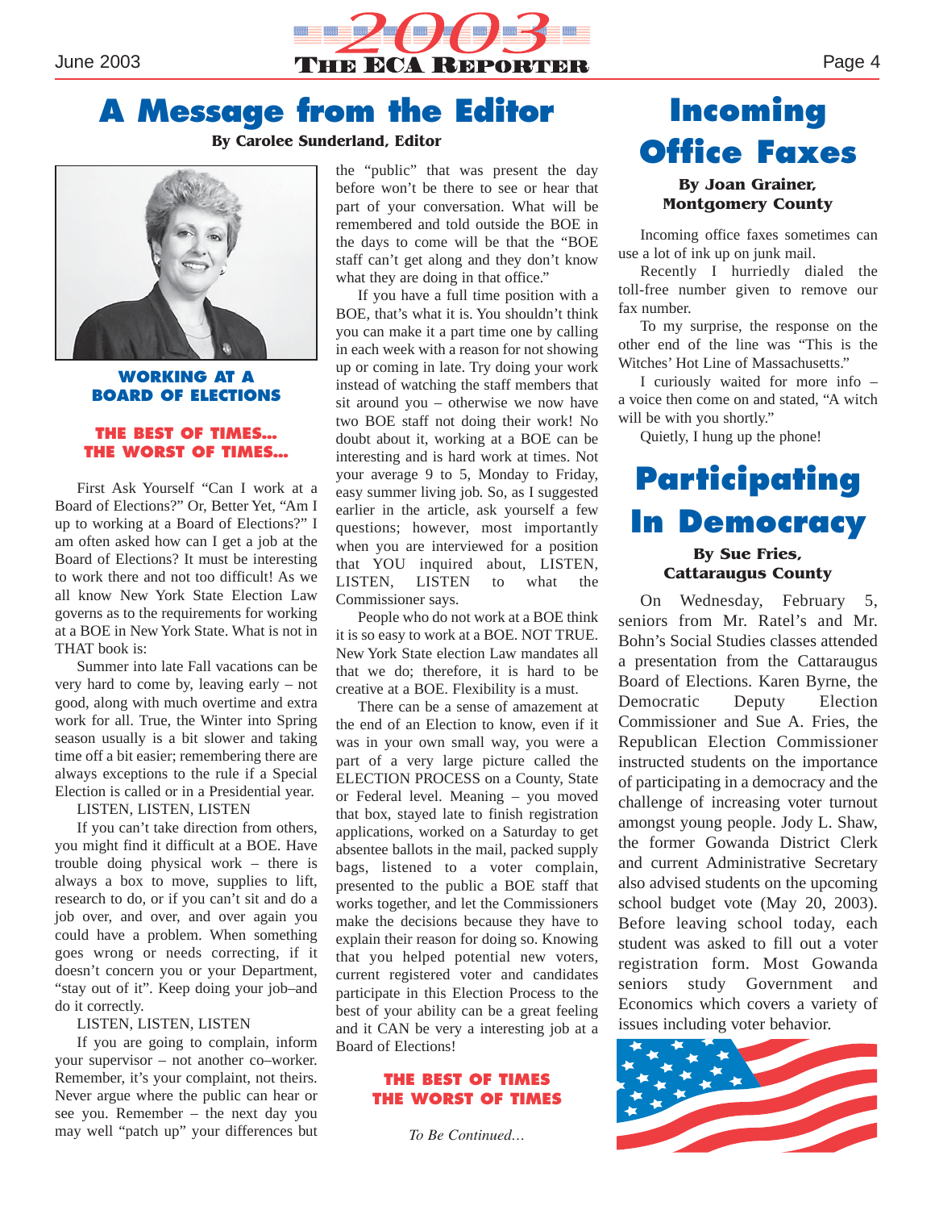# A Message from the Editor

**By Carolee Sunderland, Editor**

## WORKING AT A BOARD OF ELECTIONS

## THE BEST OF TIMES... THE WORST OF TIMES...

First Ask Yourself "Can I work at a Board of Elections?" Or, Better Yet, "Am I up to working at a Board of Elections?" I am often asked how can I get a job at the Board of Elections? It must be interesting to work there and not too difficult! As we all know New York State Election Law governs as to the requirements for working at a BOE in New York State. What is not in THAT book is:

Summer into late Fall vacations can be very hard to come by, leaving early – not good, along with much overtime and extra work for all. True, the Winter into Spring season usually is a bit slower and taking time off a bit easier; remembering there are always exceptions to the rule if a Special Election is called or in a Presidential year.

LISTEN, LISTEN, LISTEN

If you can't take direction from others, you might find it difficult at a BOE. Have trouble doing physical work – there is always a box to move, supplies to lift, research to do, or if you can't sit and do a job over, and over, and over again you could have a problem. When something goes wrong or needs correcting, if it doesn't concern you or your Department, "stay out of it". Keep doing your job–and do it correctly.

LISTEN, LISTEN, LISTEN

If you are going to complain, inform your supervisor – not another co–worker. Remember, it's your complaint, not theirs. Never argue where the public can hear or see you. Remember – the next day you may well "patch up" your differences but the "public" that was present the day before won't be there to see or hear that part of your conversation. What will be remembered and told outside the BOE in the days to come will be that the "BOE staff can't get along and they don't know what they are doing in that office."

If you have a full time position with a BOE, that's what it is. You shouldn't think you can make it a part time one by calling in each week with a reason for not showing up or coming in late. Try doing your work instead of watching the staff members that sit around you – otherwise we now have two BOE staff not doing their work! No doubt about it, working at a BOE can be interesting and is hard work at times. Not your average 9 to 5, Monday to Friday, easy summer living job. So, as I suggested earlier in the article, ask yourself a few questions; however, most importantly when you are interviewed for a position that YOU inquired about, LISTEN, LISTEN, LISTEN to what the Commissioner says.

People who do not work at a BOE think it is so easy to work at a BOE. NOT TRUE. New York State election Law mandates all that we do; therefore, it is hard to be creative at a BOE. Flexibility is a must.

There can be a sense of amazement at the end of an Election to know, even if it was in your own small way, you were a part of a very large picture called the ELECTION PROCESS on a County, State or Federal level. Meaning – you moved that box, stayed late to finish registration applications, worked on a Saturday to get absentee ballots in the mail, packed supply bags, listened to a voter complain, presented to the public a BOE staff that works together, and let the Commissioners make the decisions because they have to explain their reason for doing so. Knowing that you helped potential new voters, current registered voter and candidates participate in this Election Process to the best of your ability can be a great feeling and it CAN be very a interesting job at a Board of Elections!

## THE BEST OF TIMES THE WORST OF TIMES

*To Be Continued...*

# Incoming Office Faxes

**By Joan Grainer, Montgomery County**

Incoming office faxes sometimes can use a lot of ink up on junk mail.

Recently I hurriedly dialed the toll-free number given to remove our fax number.

To my surprise, the response on the other end of the line was "This is the Witches' Hot Line of Massachusetts."

I curiously waited for more info – a voice then come on and stated, "A witch will be with you shortly."

Quietly, I hung up the phone!

# Participating In Democracy

**By Sue Fries, Cattaraugus County**

On Wednesday, February 5, seniors from Mr. Ratel's and Mr. Bohn's Social Studies classes attended a presentation from the Cattaraugus Board of Elections. Karen Byrne, the Democratic Deputy Election Commissioner and Sue A. Fries, the Republican Election Commissioner instructed students on the importance of participating in a democracy and the challenge of increasing voter turnout amongst young people. Jody L. Shaw, the former Gowanda District Clerk and current Administrative Secretary also advised students on the upcoming school budget vote (May 20, 2003). Before leaving school today, each student was asked to fill out a voter registration form. Most Gowanda seniors study Government and Economics which covers a variety of issues including voter behavior.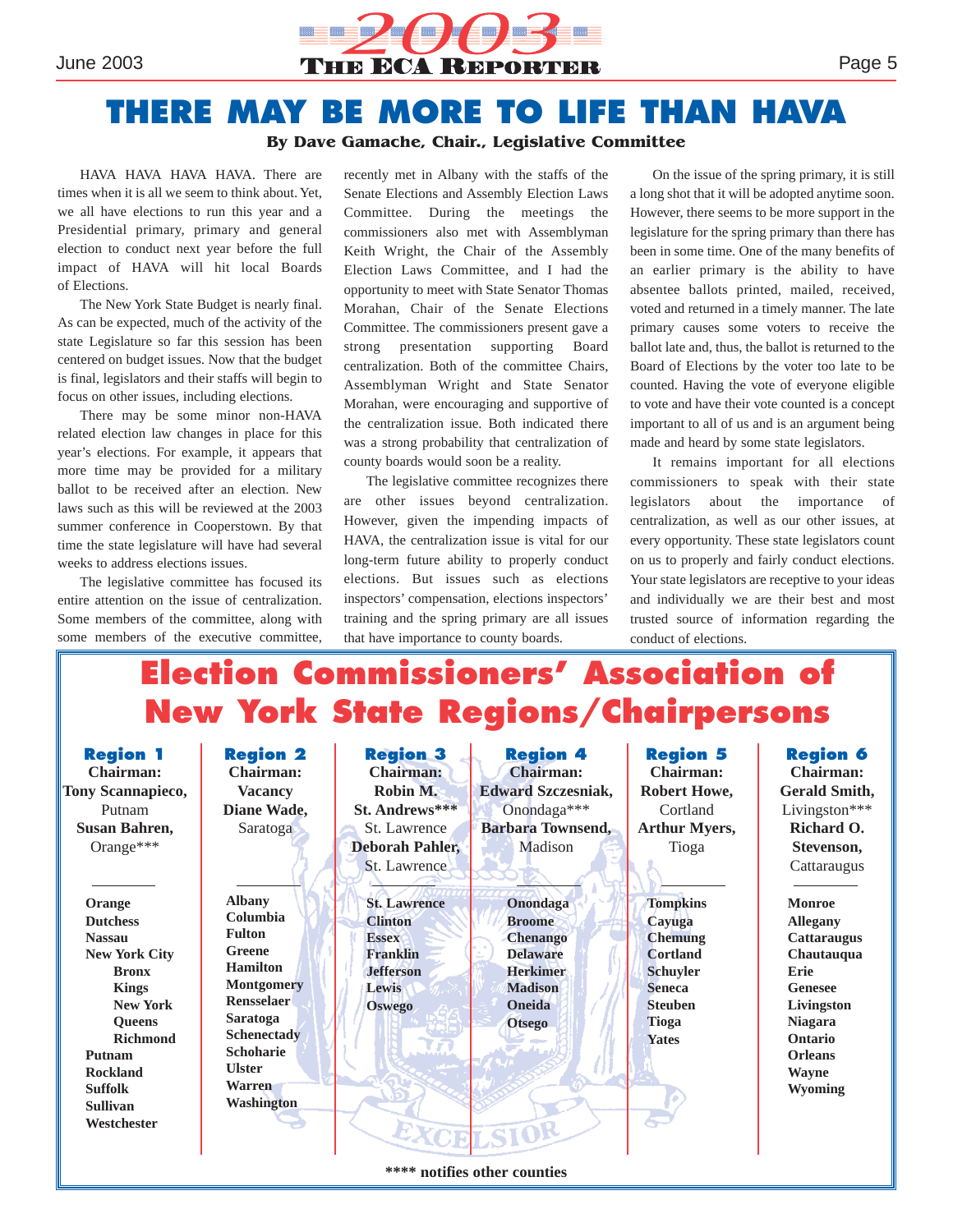# THERE MAY BE MORE TO LIFE THAN HAVA

**By Dave Gamache, Chair., Legislative Committee**

HAVA HAVA HAVA HAVA. There are times when it is all we seem to think about. Yet, we all have elections to run this year and a Presidential primary, primary and general election to conduct next year before the full impact of HAVA will hit local Boards of Elections.

The New York State Budget is nearly final. As can be expected, much of the activity of the state Legislature so far this session has been centered on budget issues. Now that the budget is final, legislators and their staffs will begin to focus on other issues, including elections.

There may be some minor non-HAVA related election law changes in place for this year's elections. For example, it appears that more time may be provided for a military ballot to be received after an election. New laws such as this will be reviewed at the 2003 summer conference in Cooperstown. By that time the state legislature will have had several weeks to address elections issues.

The legislative committee has focused its entire attention on the issue of centralization. Some members of the committee, along with some members of the executive committee, recently met in Albany with the staffs of the Senate Elections and Assembly Election Laws Committee. During the meetings the commissioners also met with Assemblyman Keith Wright, the Chair of the Assembly Election Laws Committee, and I had the opportunity to meet with State Senator Thomas Morahan, Chair of the Senate Elections Committee. The commissioners present gave a strong presentation supporting Board centralization. Both of the committee Chairs, Assemblyman Wright and State Senator Morahan, were encouraging and supportive of the centralization issue. Both indicated there was a strong probability that centralization of county boards would soon be a reality.

The legislative committee recognizes there are other issues beyond centralization. However, given the impending impacts of HAVA, the centralization issue is vital for our long-term future ability to properly conduct elections. But issues such as elections inspectors' compensation, elections inspectors' training and the spring primary are all issues that have importance to county boards.

On the issue of the spring primary, it is still a long shot that it will be adopted anytime soon. However, there seems to be more support in the legislature for the spring primary than there has been in some time. One of the many benefits of an earlier primary is the ability to have absentee ballots printed, mailed, received, voted and returned in a timely manner. The late primary causes some voters to receive the ballot late and, thus, the ballot is returned to the Board of Elections by the voter too late to be counted. Having the vote of everyone eligible to vote and have their vote counted is a concept important to all of us and is an argument being made and heard by some state legislators.

It remains important for all elections commissioners to speak with their state legislators about the importance of centralization, as well as our other issues, at every opportunity. These state legislators count on us to properly and fairly conduct elections. Your state legislators are receptive to your ideas and individually we are their best and most trusted source of information regarding the conduct of elections.

## Election Commissioners' Association of New York State Regions/Chairpersons

| Region 1 | Region 2 | Region 3 | Region 4 | Region 5 | Region 6 |
|---|---|---|---|---|---|
| **Chairman:** | **Chairman:** | **Chairman:** | **Chairman:** | **Chairman:** | **Chairman:** |
| **Tony Scannapieco,** Putnam | **Vacancy** | **Robin M. St. Andrews*****, St. Lawrence | **Edward Szczesniak,** Onondaga*** | **Robert Howe,** Cortland | **Gerald Smith,** Livingston*** |
| **Susan Bahren,** Orange*** | **Diane Wade,** Saratoga | **Deborah Pahler,** St. Lawrence | **Barbara Townsend,** Madison | **Arthur Myers,** Tioga | **Richard O. Stevenson,** Cattaraugus |
| **Orange** | **Albany** | **St. Lawrence** | **Onondaga** | **Tompkins** | **Monroe** |
| **Dutchess** | **Columbia** | **Clinton** | **Broome** | **Cayuga** | **Allegany** |
| **Nassau** | **Fulton** | **Essex** | **Chenango** | **Chemung** | **Cattaraugus** |
| **New York City** | **Greene** | **Franklin** | **Delaware** | **Cortland** | **Chautauqua** |
| **Bronx** | **Hamilton** | **Jefferson** | **Herkimer** | **Schuyler** | **Erie** |
| **Kings** | **Montgomery** | **Lewis** | **Madison** | **Seneca** | **Genesee** |
| **New York** | **Rensselaer** | **Oswego** | **Oneida** | **Steuben** | **Livingston** |
| **Queens** | **Saratoga** | | **Otsego** | **Tioga** | **Niagara** |
| **Richmond** | **Schenectady** | | | **Yates** | **Ontario** |
| **Putnam** | **Schoharie** | | | | **Orleans** |
| **Rockland** | **Ulster** | | | | **Wayne** |
| **Suffolk** | **Warren** | | | | **Wyoming** |
| **Sullivan** | **Washington** | | | | |
| **Westchester** | | | | | |

**\*\*\*\* notifies other counties**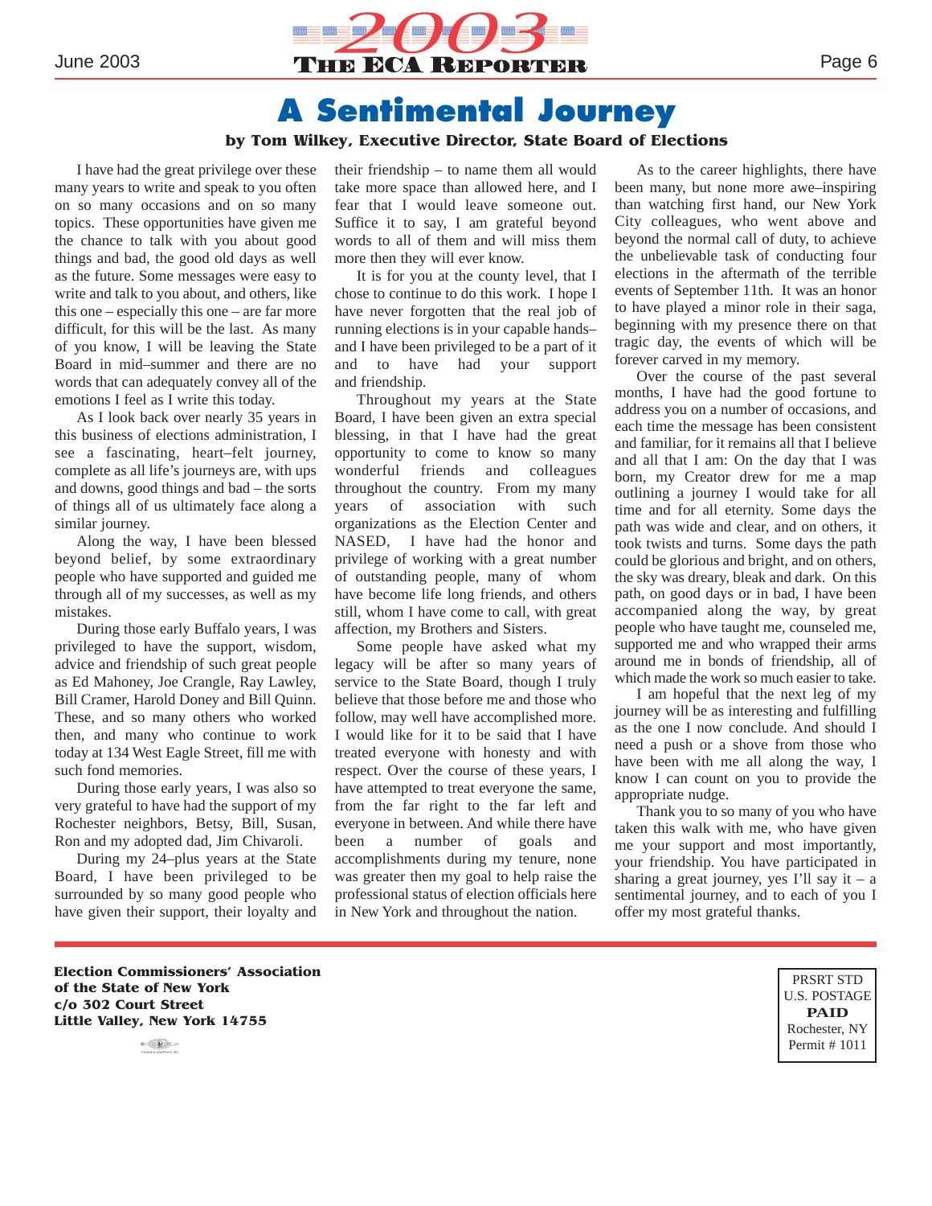# A Sentimental Journey

**by Tom Wilkey, Executive Director, State Board of Elections**

I have had the great privilege over these many years to write and speak to you often on so many occasions and on so many topics. These opportunities have given me the chance to talk with you about good things and bad, the good old days as well as the future. Some messages were easy to write and talk to you about, and others, like this one – especially this one – are far more difficult, for this will be the last. As many of you know, I will be leaving the State Board in mid–summer and there are no words that can adequately convey all of the emotions I feel as I write this today.

As I look back over nearly 35 years in this business of elections administration, I see a fascinating, heart–felt journey, complete as all life's journeys are, with ups and downs, good things and bad – the sorts of things all of us ultimately face along a similar journey.

Along the way, I have been blessed beyond belief, by some extraordinary people who have supported and guided me through all of my successes, as well as my mistakes.

During those early Buffalo years, I was privileged to have the support, wisdom, advice and friendship of such great people as Ed Mahoney, Joe Crangle, Ray Lawley, Bill Cramer, Harold Doney and Bill Quinn. These, and so many others who worked then, and many who continue to work today at 134 West Eagle Street, fill me with such fond memories.

During those early years, I was also so very grateful to have had the support of my Rochester neighbors, Betsy, Bill, Susan, Ron and my adopted dad, Jim Chivaroli.

During my 24–plus years at the State Board, I have been privileged to be surrounded by so many good people who have given their support, their loyalty and their friendship – to name them all would take more space than allowed here, and I fear that I would leave someone out. Suffice it to say, I am grateful beyond words to all of them and will miss them more then they will ever know.

It is for you at the county level, that I chose to continue to do this work. I hope I have never forgotten that the real job of running elections is in your capable hands– and I have been privileged to be a part of it and to have had your support and friendship.

Throughout my years at the State Board, I have been given an extra special blessing, in that I have had the great opportunity to come to know so many wonderful friends and colleagues throughout the country. From my many years of association with such organizations as the Election Center and NASED, I have had the honor and privilege of working with a great number of outstanding people, many of whom have become life long friends, and others still, whom I have come to call, with great affection, my Brothers and Sisters.

Some people have asked what my legacy will be after so many years of service to the State Board, though I truly believe that those before me and those who follow, may well have accomplished more. I would like for it to be said that I have treated everyone with honesty and with respect. Over the course of these years, I have attempted to treat everyone the same, from the far right to the far left and everyone in between. And while there have been a number of goals and accomplishments during my tenure, none was greater then my goal to help raise the professional status of election officials here in New York and throughout the nation.

As to the career highlights, there have been many, but none more awe–inspiring than watching first hand, our New York City colleagues, who went above and beyond the normal call of duty, to achieve the unbelievable task of conducting four elections in the aftermath of the terrible events of September 11th. It was an honor to have played a minor role in their saga, beginning with my presence there on that tragic day, the events of which will be forever carved in my memory.

Over the course of the past several months, I have had the good fortune to address you on a number of occasions, and each time the message has been consistent and familiar, for it remains all that I believe and all that I am: On the day that I was born, my Creator drew for me a map outlining a journey I would take for all time and for all eternity. Some days the path was wide and clear, and on others, it took twists and turns. Some days the path could be glorious and bright, and on others, the sky was dreary, bleak and dark. On this path, on good days or in bad, I have been accompanied along the way, by great people who have taught me, counseled me, supported me and who wrapped their arms around me in bonds of friendship, all of which made the work so much easier to take.

I am hopeful that the next leg of my journey will be as interesting and fulfilling as the one I now conclude. And should I need a push or a shove from those who have been with me all along the way, I know I can count on you to provide the appropriate nudge.

Thank you to so many of you who have taken this walk with me, who have given me your support and most importantly, your friendship. You have participated in sharing a great journey, yes I'll say it – a sentimental journey, and to each of you I offer my most grateful thanks.

---

**Election Commissioners' Association**
**of the State of New York**
**c/o 302 Court Street**
**Little Valley, New York 14755**

PRSRT STD
U.S. POSTAGE
**PAID**
Rochester, NY
Permit # 1011